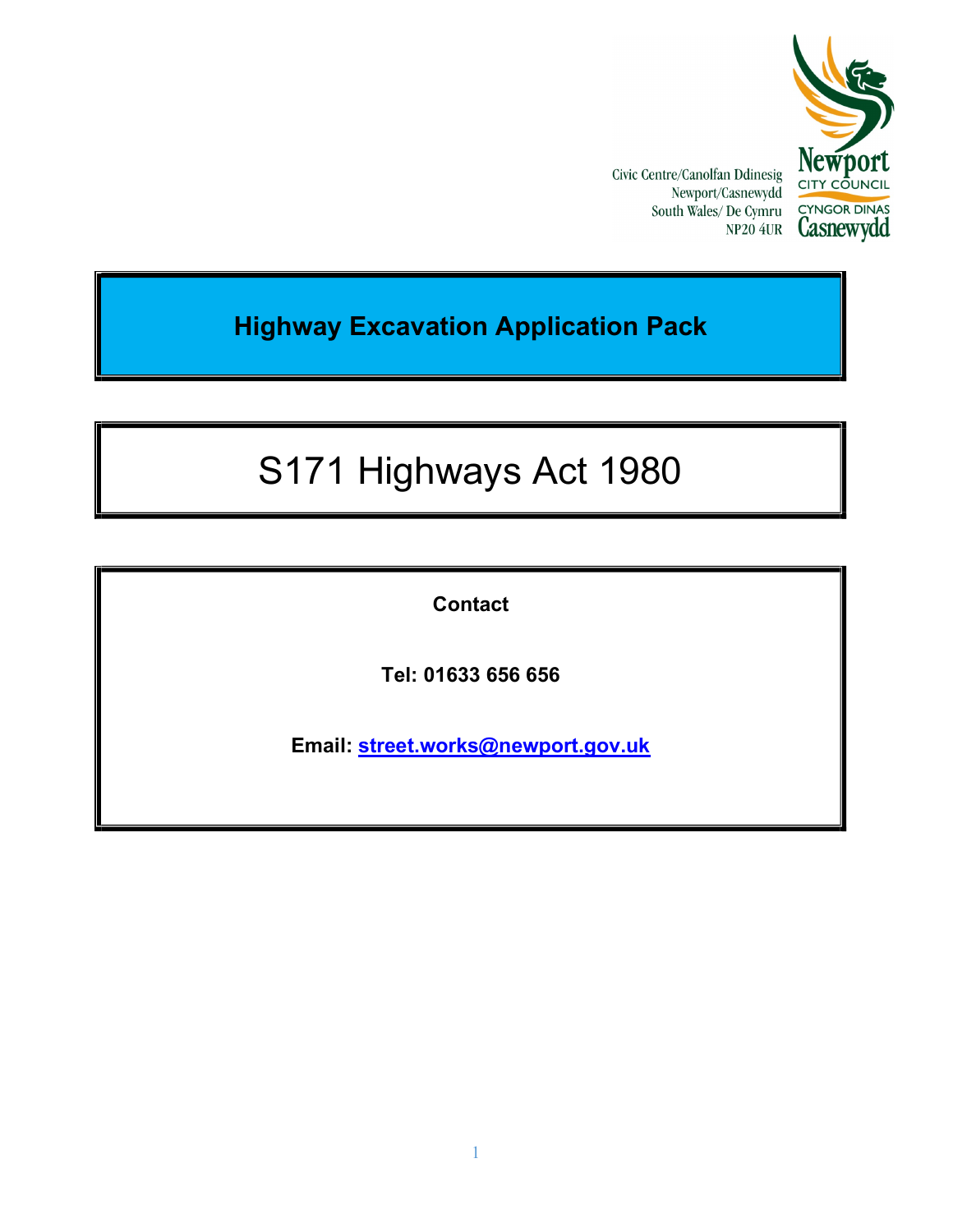Civic Centre/Canolfan Ddinesig
Newport/Casnewydd
South Wales/ De Cymru
NP20 4UR

Newport CITY COUNCIL
CYNGOR DINAS Casnewydd

# Highway Excavation Application Pack

# S171 Highways Act 1980

**Contact**

**Tel: 01633 656 656**

**Email: street.works@newport.gov.uk**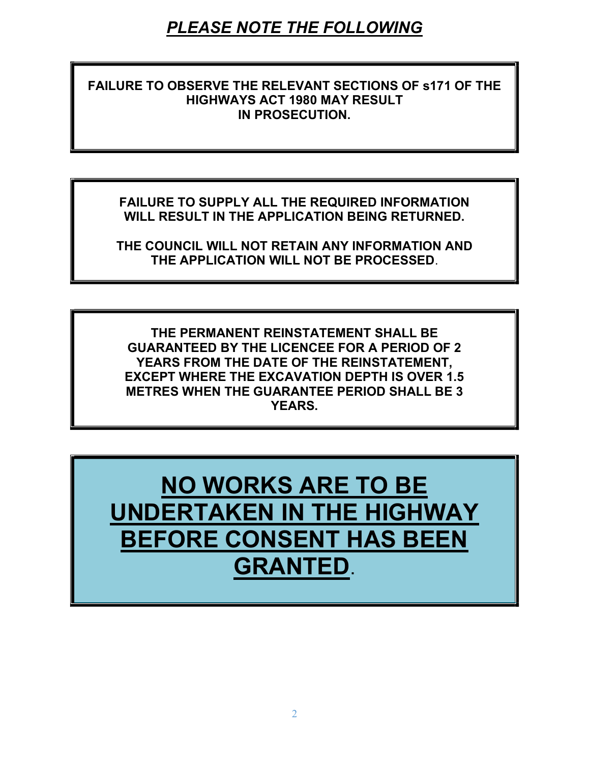# ***PLEASE NOTE THE FOLLOWING***

**FAILURE TO OBSERVE THE RELEVANT SECTIONS OF s171 OF THE HIGHWAYS ACT 1980 MAY RESULT IN PROSECUTION.**

**FAILURE TO SUPPLY ALL THE REQUIRED INFORMATION WILL RESULT IN THE APPLICATION BEING RETURNED.**

**THE COUNCIL WILL NOT RETAIN ANY INFORMATION AND THE APPLICATION WILL NOT BE PROCESSED**.

**THE PERMANENT REINSTATEMENT SHALL BE GUARANTEED BY THE LICENCEE FOR A PERIOD OF 2 YEARS FROM THE DATE OF THE REINSTATEMENT, EXCEPT WHERE THE EXCAVATION DEPTH IS OVER 1.5 METRES WHEN THE GUARANTEE PERIOD SHALL BE 3 YEARS.**

## **NO WORKS ARE TO BE UNDERTAKEN IN THE HIGHWAY BEFORE CONSENT HAS BEEN GRANTED**.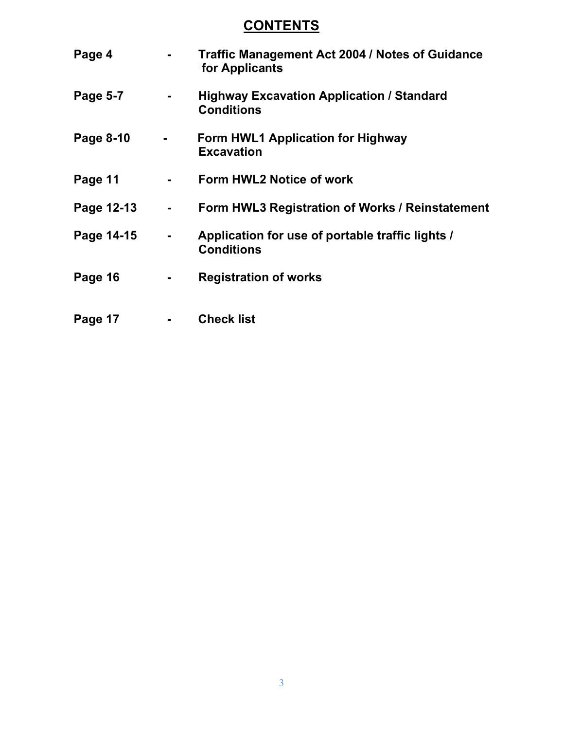# CONTENTS

| | | |
|---|---|---|
| **Page 4** | **-** | **Traffic Management Act 2004 / Notes of Guidance for Applicants** |
| **Page 5-7** | **-** | **Highway Excavation Application / Standard Conditions** |
| **Page 8-10** | **-** | **Form HWL1 Application for Highway Excavation** |
| **Page 11** | **-** | **Form HWL2 Notice of work** |
| **Page 12-13** | **-** | **Form HWL3 Registration of Works / Reinstatement** |
| **Page 14-15** | **-** | **Application for use of portable traffic lights / Conditions** |
| **Page 16** | **-** | **Registration of works** |
| **Page 17** | **-** | **Check list** |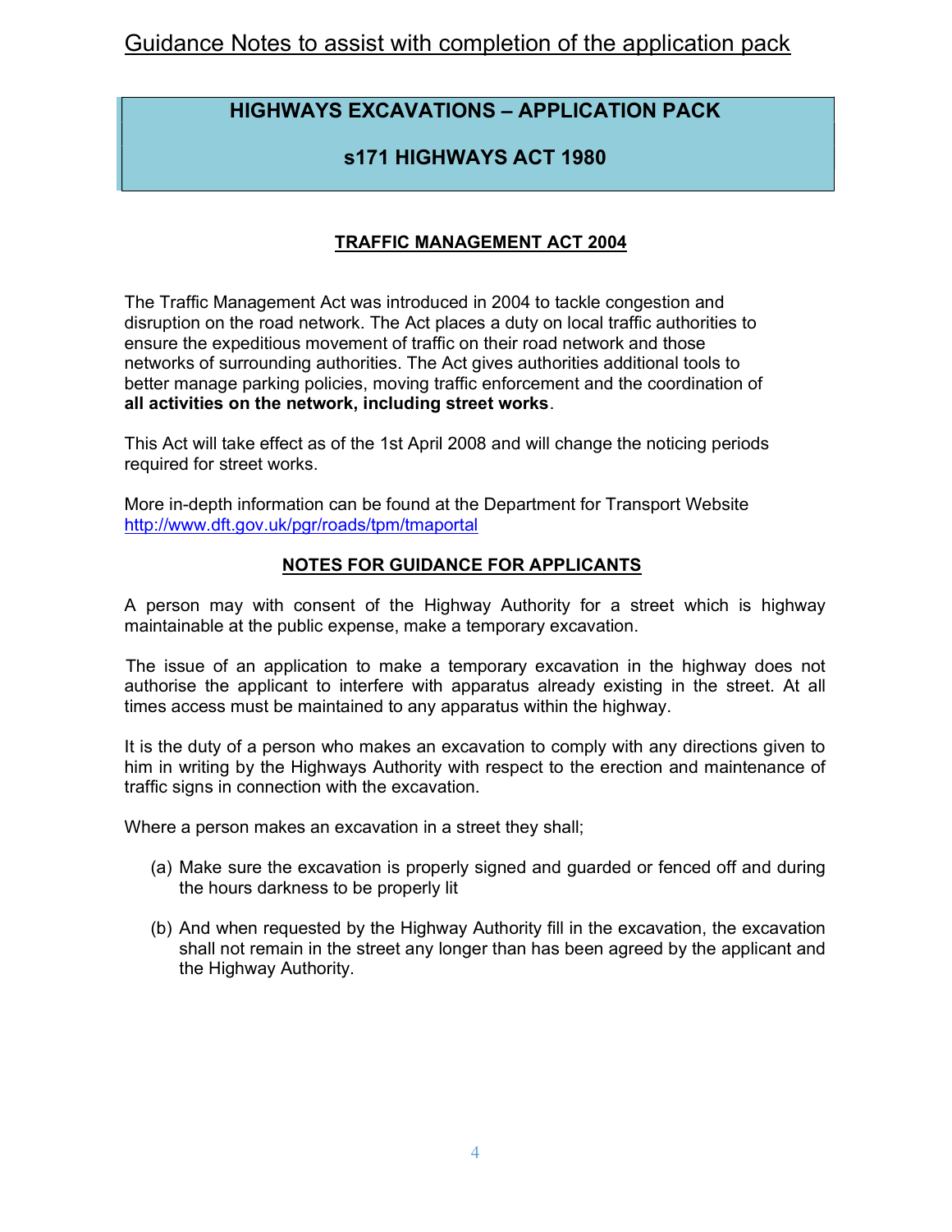Guidance Notes to assist with completion of the application pack

# HIGHWAYS EXCAVATIONS – APPLICATION PACK

# s171 HIGHWAYS ACT 1980

## TRAFFIC MANAGEMENT ACT 2004

The Traffic Management Act was introduced in 2004 to tackle congestion and disruption on the road network. The Act places a duty on local traffic authorities to ensure the expeditious movement of traffic on their road network and those networks of surrounding authorities. The Act gives authorities additional tools to better manage parking policies, moving traffic enforcement and the coordination of **all activities on the network, including street works**.

This Act will take effect as of the 1st April 2008 and will change the noticing periods required for street works.

More in-depth information can be found at the Department for Transport Website http://www.dft.gov.uk/pgr/roads/tpm/tmaportal

## NOTES FOR GUIDANCE FOR APPLICANTS

A person may with consent of the Highway Authority for a street which is highway maintainable at the public expense, make a temporary excavation.

The issue of an application to make a temporary excavation in the highway does not authorise the applicant to interfere with apparatus already existing in the street. At all times access must be maintained to any apparatus within the highway.

It is the duty of a person who makes an excavation to comply with any directions given to him in writing by the Highways Authority with respect to the erection and maintenance of traffic signs in connection with the excavation.

Where a person makes an excavation in a street they shall;

(a) Make sure the excavation is properly signed and guarded or fenced off and during the hours darkness to be properly lit

(b) And when requested by the Highway Authority fill in the excavation, the excavation shall not remain in the street any longer than has been agreed by the applicant and the Highway Authority.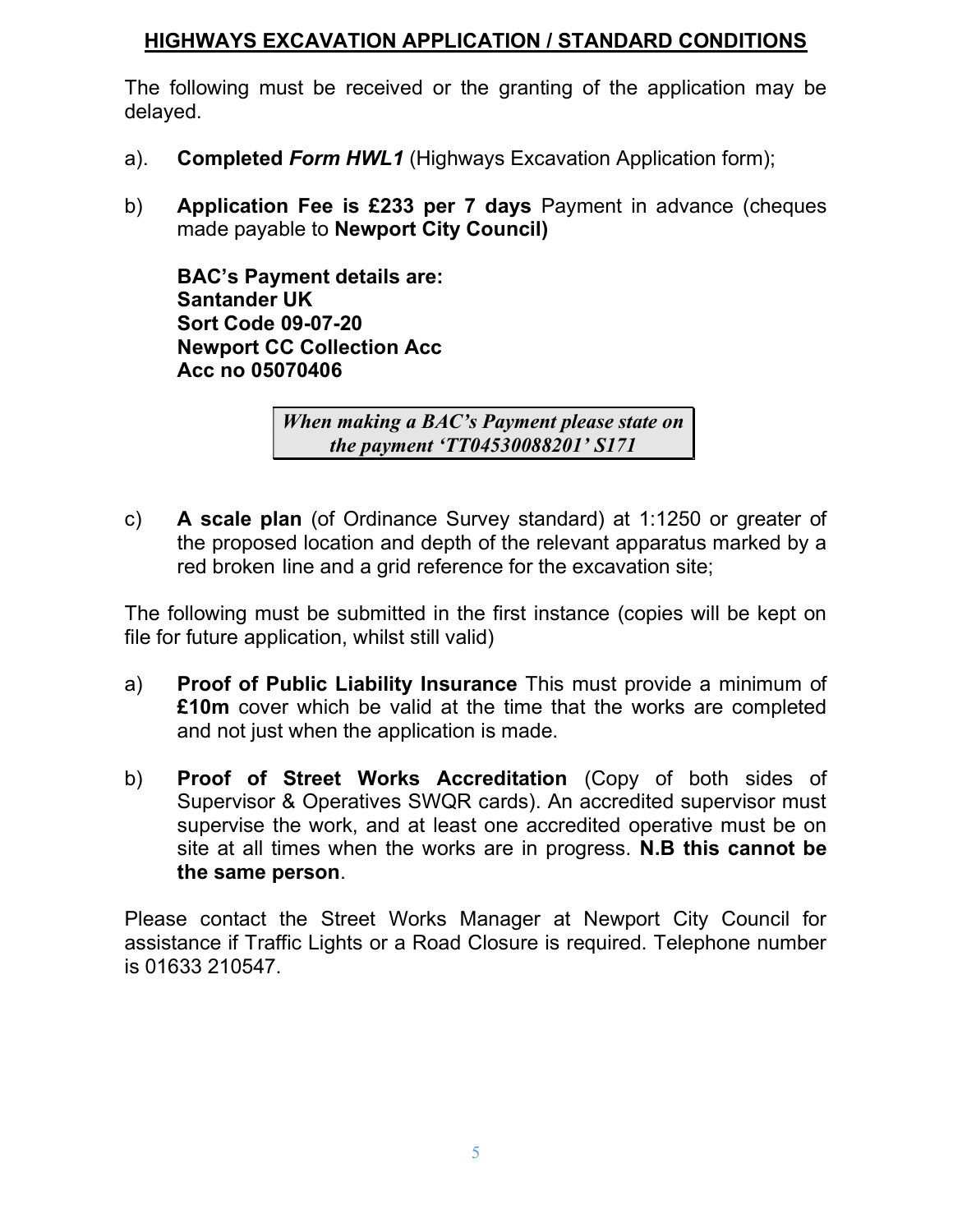## HIGHWAYS EXCAVATION APPLICATION / STANDARD CONDITIONS

The following must be received or the granting of the application may be delayed.

a). **Completed *Form HWL1*** (Highways Excavation Application form);

b) **Application Fee is £233 per 7 days** Payment in advance (cheques made payable to **Newport City Council)**

**BAC's Payment details are:**
**Santander UK**
**Sort Code 09-07-20**
**Newport CC Collection Acc**
**Acc no 05070406**

***When making a BAC's Payment please state on the payment 'TT04530088201' S171***

c) **A scale plan** (of Ordinance Survey standard) at 1:1250 or greater of the proposed location and depth of the relevant apparatus marked by a red broken line and a grid reference for the excavation site;

The following must be submitted in the first instance (copies will be kept on file for future application, whilst still valid)

a) **Proof of Public Liability Insurance** This must provide a minimum of **£10m** cover which be valid at the time that the works are completed and not just when the application is made.

b) **Proof of Street Works Accreditation** (Copy of both sides of Supervisor & Operatives SWQR cards). An accredited supervisor must supervise the work, and at least one accredited operative must be on site at all times when the works are in progress. **N.B this cannot be the same person**.

Please contact the Street Works Manager at Newport City Council for assistance if Traffic Lights or a Road Closure is required. Telephone number is 01633 210547.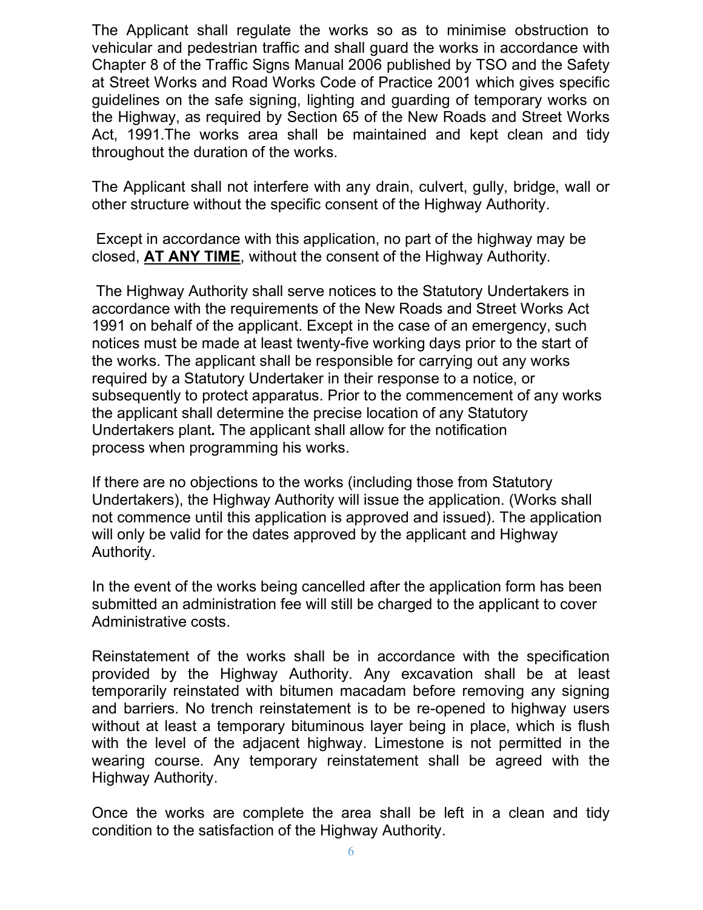The Applicant shall regulate the works so as to minimise obstruction to vehicular and pedestrian traffic and shall guard the works in accordance with Chapter 8 of the Traffic Signs Manual 2006 published by TSO and the Safety at Street Works and Road Works Code of Practice 2001 which gives specific guidelines on the safe signing, lighting and guarding of temporary works on the Highway, as required by Section 65 of the New Roads and Street Works Act, 1991.The works area shall be maintained and kept clean and tidy throughout the duration of the works.

The Applicant shall not interfere with any drain, culvert, gully, bridge, wall or other structure without the specific consent of the Highway Authority.

Except in accordance with this application, no part of the highway may be closed, **AT ANY TIME**, without the consent of the Highway Authority.

The Highway Authority shall serve notices to the Statutory Undertakers in accordance with the requirements of the New Roads and Street Works Act 1991 on behalf of the applicant. Except in the case of an emergency, such notices must be made at least twenty-five working days prior to the start of the works. The applicant shall be responsible for carrying out any works required by a Statutory Undertaker in their response to a notice, or subsequently to protect apparatus. Prior to the commencement of any works the applicant shall determine the precise location of any Statutory Undertakers plant*.* The applicant shall allow for the notification process when programming his works.

If there are no objections to the works (including those from Statutory Undertakers), the Highway Authority will issue the application. (Works shall not commence until this application is approved and issued). The application will only be valid for the dates approved by the applicant and Highway Authority.

In the event of the works being cancelled after the application form has been submitted an administration fee will still be charged to the applicant to cover Administrative costs.

Reinstatement of the works shall be in accordance with the specification provided by the Highway Authority. Any excavation shall be at least temporarily reinstated with bitumen macadam before removing any signing and barriers. No trench reinstatement is to be re-opened to highway users without at least a temporary bituminous layer being in place, which is flush with the level of the adjacent highway. Limestone is not permitted in the wearing course. Any temporary reinstatement shall be agreed with the Highway Authority.

Once the works are complete the area shall be left in a clean and tidy condition to the satisfaction of the Highway Authority.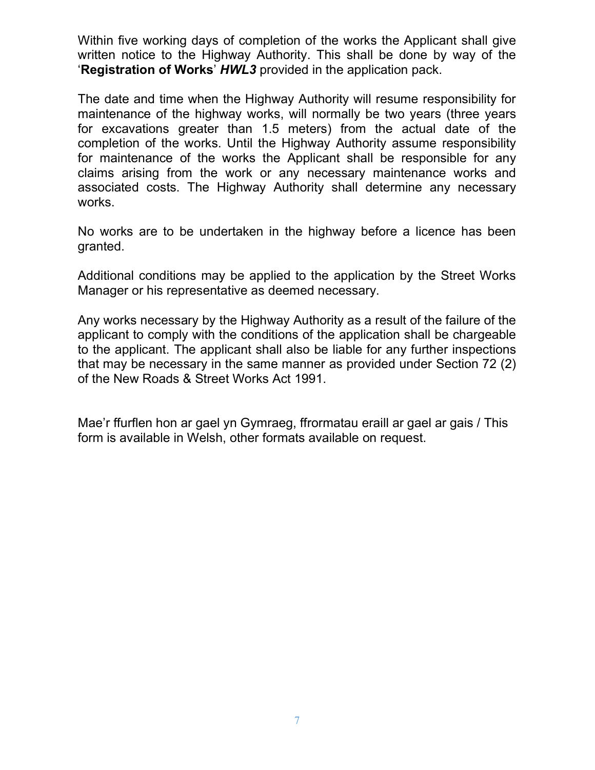Within five working days of completion of the works the Applicant shall give written notice to the Highway Authority. This shall be done by way of the '**Registration of Works**' ***HWL3*** provided in the application pack.

The date and time when the Highway Authority will resume responsibility for maintenance of the highway works, will normally be two years (three years for excavations greater than 1.5 meters) from the actual date of the completion of the works. Until the Highway Authority assume responsibility for maintenance of the works the Applicant shall be responsible for any claims arising from the work or any necessary maintenance works and associated costs. The Highway Authority shall determine any necessary works.

No works are to be undertaken in the highway before a licence has been granted.

Additional conditions may be applied to the application by the Street Works Manager or his representative as deemed necessary.

Any works necessary by the Highway Authority as a result of the failure of the applicant to comply with the conditions of the application shall be chargeable to the applicant. The applicant shall also be liable for any further inspections that may be necessary in the same manner as provided under Section 72 (2) of the New Roads & Street Works Act 1991.

Mae'r ffurflen hon ar gael yn Gymraeg, ffrormatau eraill ar gael ar gais / This form is available in Welsh, other formats available on request.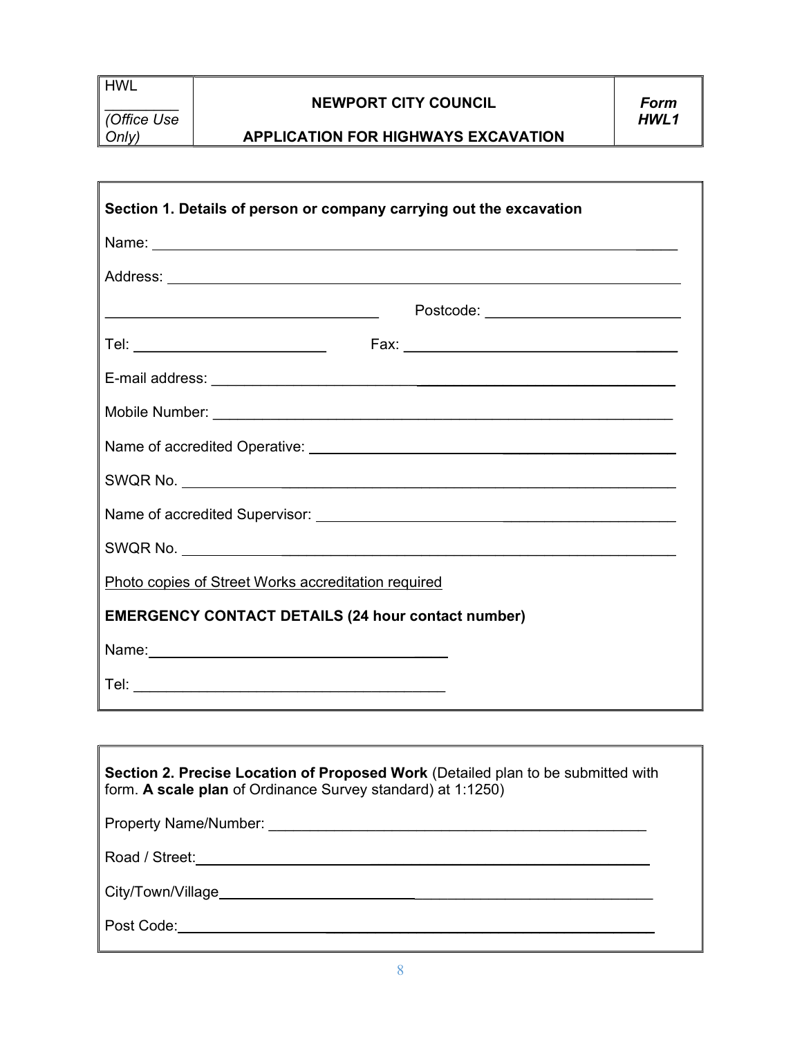| HWL<br>\_\_\_\_\_\_\_\_\_<br>*(Office Use Only)* | **NEWPORT CITY COUNCIL**<br><br>**APPLICATION FOR HIGHWAYS EXCAVATION** | ***Form HWL1*** |
|---|---|---|

**Section 1. Details of person or company carrying out the excavation**

Name: \_\_\_\_\_\_\_\_\_\_\_\_\_\_\_\_\_\_\_\_\_\_\_\_\_\_\_\_\_\_\_\_\_\_\_\_\_\_\_\_\_\_\_\_\_\_\_\_

Address: \_\_\_\_\_\_\_\_\_\_\_\_\_\_\_\_\_\_\_\_\_\_\_\_\_\_\_\_\_\_\_\_\_\_\_\_\_\_\_\_\_\_\_\_\_\_\_\_

\_\_\_\_\_\_\_\_\_\_\_\_\_\_\_\_\_\_\_\_\_\_\_\_\_\_ Postcode: \_\_\_\_\_\_\_\_\_\_\_\_\_\_\_\_\_\_\_\_

Tel: \_\_\_\_\_\_\_\_\_\_\_\_\_\_\_\_\_\_\_\_ Fax: \_\_\_\_\_\_\_\_\_\_\_\_\_\_\_\_\_\_\_\_\_\_\_\_\_\_

E-mail address: \_\_\_\_\_\_\_\_\_\_\_\_\_\_\_\_\_\_\_\_\_\_\_\_\_\_\_\_\_\_\_\_\_\_\_\_\_\_\_\_\_\_

Mobile Number: \_\_\_\_\_\_\_\_\_\_\_\_\_\_\_\_\_\_\_\_\_\_\_\_\_\_\_\_\_\_\_\_\_\_\_\_\_\_\_\_\_\_

Name of accredited Operative: \_\_\_\_\_\_\_\_\_\_\_\_\_\_\_\_\_\_\_\_\_\_\_\_\_\_\_\_\_\_\_\_\_\_

SWQR No. \_\_\_\_\_\_\_\_\_\_\_\_\_\_\_\_\_\_\_\_\_\_\_\_\_\_\_\_\_\_\_\_\_\_\_\_\_\_\_\_\_\_\_\_\_\_\_\_

Name of accredited Supervisor: \_\_\_\_\_\_\_\_\_\_\_\_\_\_\_\_\_\_\_\_\_\_\_\_\_\_\_\_\_\_\_\_\_

SWQR No. \_\_\_\_\_\_\_\_\_\_\_\_\_\_\_\_\_\_\_\_\_\_\_\_\_\_\_\_\_\_\_\_\_\_\_\_\_\_\_\_\_\_\_\_\_\_\_\_

<u>Photo copies of Street Works accreditation required</u>

**EMERGENCY CONTACT DETAILS (24 hour contact number)**

Name: \_\_\_\_\_\_\_\_\_\_\_\_\_\_\_\_\_\_\_\_\_\_\_\_\_\_\_\_\_\_

Tel: \_\_\_\_\_\_\_\_\_\_\_\_\_\_\_\_\_\_\_\_\_\_\_\_\_\_\_\_\_\_

**Section 2. Precise Location of Proposed Work** (Detailed plan to be submitted with form. **A scale plan** of Ordinance Survey standard) at 1:1250)

Property Name/Number: \_\_\_\_\_\_\_\_\_\_\_\_\_\_\_\_\_\_\_\_\_\_\_\_\_\_\_\_\_\_\_\_\_\_\_\_\_\_

Road / Street: \_\_\_\_\_\_\_\_\_\_\_\_\_\_\_\_\_\_\_\_\_\_\_\_\_\_\_\_\_\_\_\_\_\_\_\_\_\_\_\_\_\_\_

City/Town/Village \_\_\_\_\_\_\_\_\_\_\_\_\_\_\_\_\_\_\_\_\_\_\_\_\_\_\_\_\_\_\_\_\_\_\_\_\_\_\_\_\_

Post Code: \_\_\_\_\_\_\_\_\_\_\_\_\_\_\_\_\_\_\_\_\_\_\_\_\_\_\_\_\_\_\_\_\_\_\_\_\_\_\_\_\_\_\_\_\_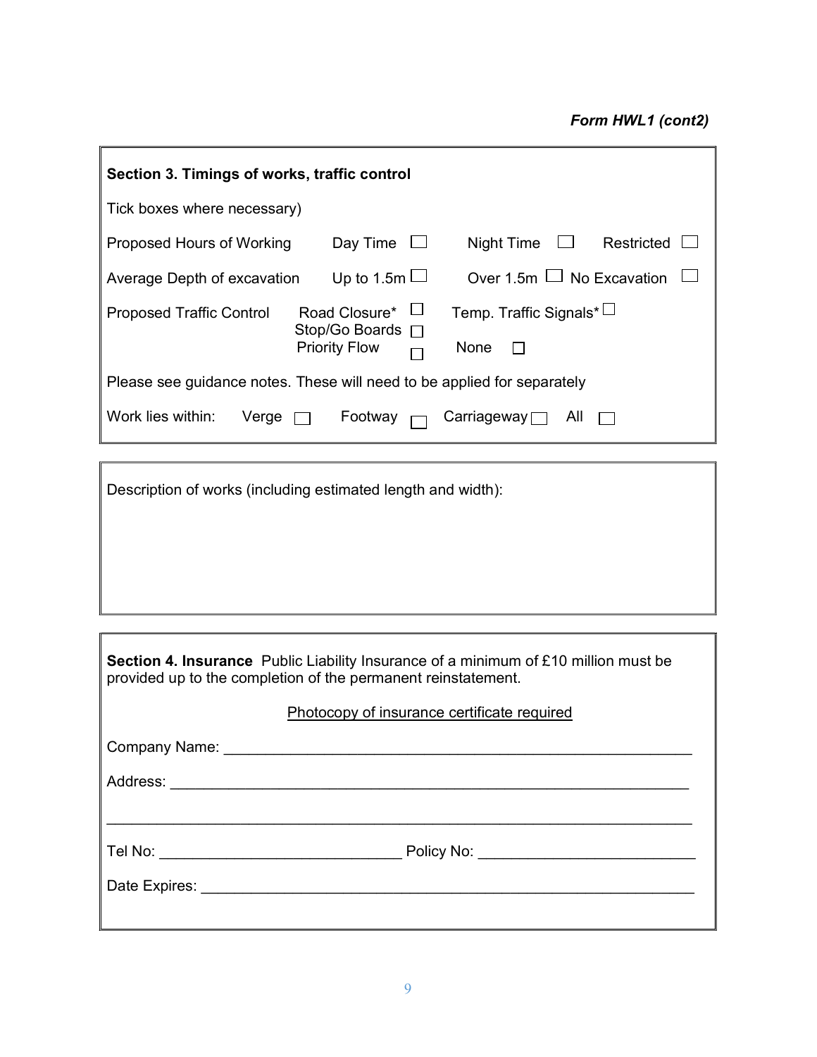*Form HWL1 (cont2)*

**Section 3. Timings of works, traffic control**

Tick boxes where necessary)

Proposed Hours of Working Day Time ☐ Night Time ☐ Restricted ☐

Average Depth of excavation Up to 1.5m ☐ Over 1.5m ☐ No Excavation ☐

Proposed Traffic Control Road Closure* ☐ Temp. Traffic Signals* ☐
Stop/Go Boards ☐
Priority Flow ☐ None ☐

Please see guidance notes. These will need to be applied for separately

Work lies within: Verge ☐ Footway ☐ Carriageway ☐ All ☐

---

Description of works (including estimated length and width):

---

**Section 4. Insurance** Public Liability Insurance of a minimum of £10 million must be provided up to the completion of the permanent reinstatement.

Photocopy of insurance certificate required

Company Name: ___________________________________________________________

Address: ________________________________________________________________

_________________________________________________________________________

Tel No: _____________________________ Policy No: __________________________

Date Expires: ____________________________________________________________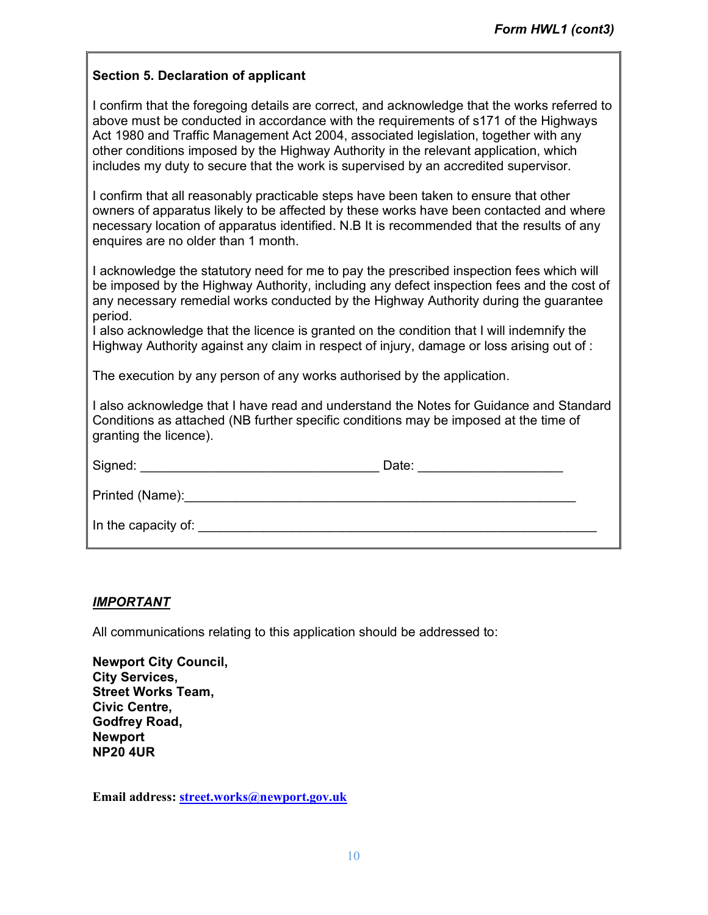*Form HWL1 (cont3)*

**Section 5. Declaration of applicant**

I confirm that the foregoing details are correct, and acknowledge that the works referred to above must be conducted in accordance with the requirements of s171 of the Highways Act 1980 and Traffic Management Act 2004, associated legislation, together with any other conditions imposed by the Highway Authority in the relevant application, which includes my duty to secure that the work is supervised by an accredited supervisor.

I confirm that all reasonably practicable steps have been taken to ensure that other owners of apparatus likely to be affected by these works have been contacted and where necessary location of apparatus identified. N.B It is recommended that the results of any enquires are no older than 1 month.

I acknowledge the statutory need for me to pay the prescribed inspection fees which will be imposed by the Highway Authority, including any defect inspection fees and the cost of any necessary remedial works conducted by the Highway Authority during the guarantee period.
I also acknowledge that the licence is granted on the condition that I will indemnify the Highway Authority against any claim in respect of injury, damage or loss arising out of :

The execution by any person of any works authorised by the application.

I also acknowledge that I have read and understand the Notes for Guidance and Standard Conditions as attached (NB further specific conditions may be imposed at the time of granting the licence).

Signed: ________________________________ Date: ___________________

Printed (Name):_____________________________________________________

In the capacity of: _____________________________________________________

***IMPORTANT***

All communications relating to this application should be addressed to:

**Newport City Council,**
**City Services,**
**Street Works Team,**
**Civic Centre,**
**Godfrey Road,**
**Newport**
**NP20 4UR**

**Email address: street.works@newport.gov.uk**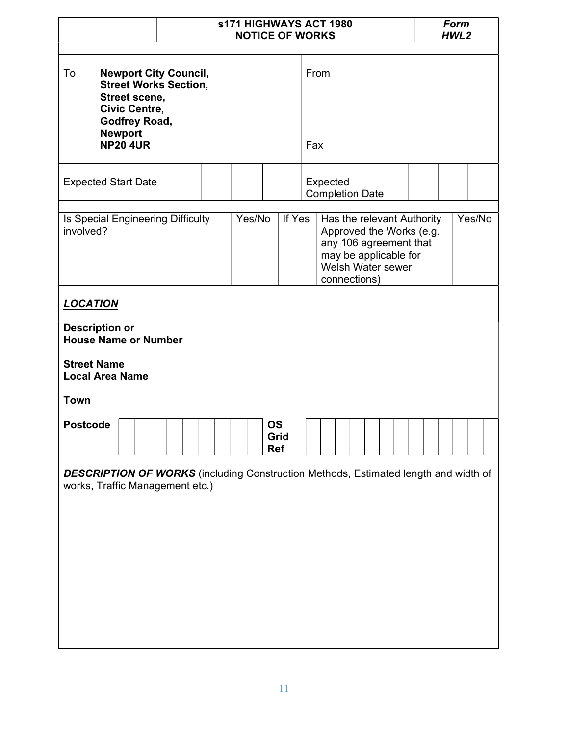| | s171 HIGHWAYS ACT 1980<br>NOTICE OF WORKS | *Form HWL2* |
|---|---|---|

| To | **Newport City Council,**<br>**Street Works Section,**<br>**Street scene,**<br>**Civic Centre,**<br>**Godfrey Road,**<br>**Newport**<br>**NP20 4UR** | From<br><br>Fax |
|---|---|---|

| Expected Start Date | | | | Expected Completion Date | | | |
|---|---|---|---|---|---|---|---|

| Is Special Engineering Difficulty involved? | Yes/No | If Yes | Has the relevant Authority Approved the Works (e.g. any 106 agreement that may be applicable for Welsh Water sewer connections) | Yes/No |
|---|---|---|---|---|

***LOCATION***

**Description or House Name or Number**

**Street Name**
**Local Area Name**

**Town**

| **Postcode** | | | | | | | | | **OS Grid Ref** | | | | | | | | | | | | | |
|---|---|---|---|---|---|---|---|---|---|---|---|---|---|---|---|---|---|---|---|---|---|---|

***DESCRIPTION OF WORKS*** (including Construction Methods, Estimated length and width of works, Traffic Management etc.)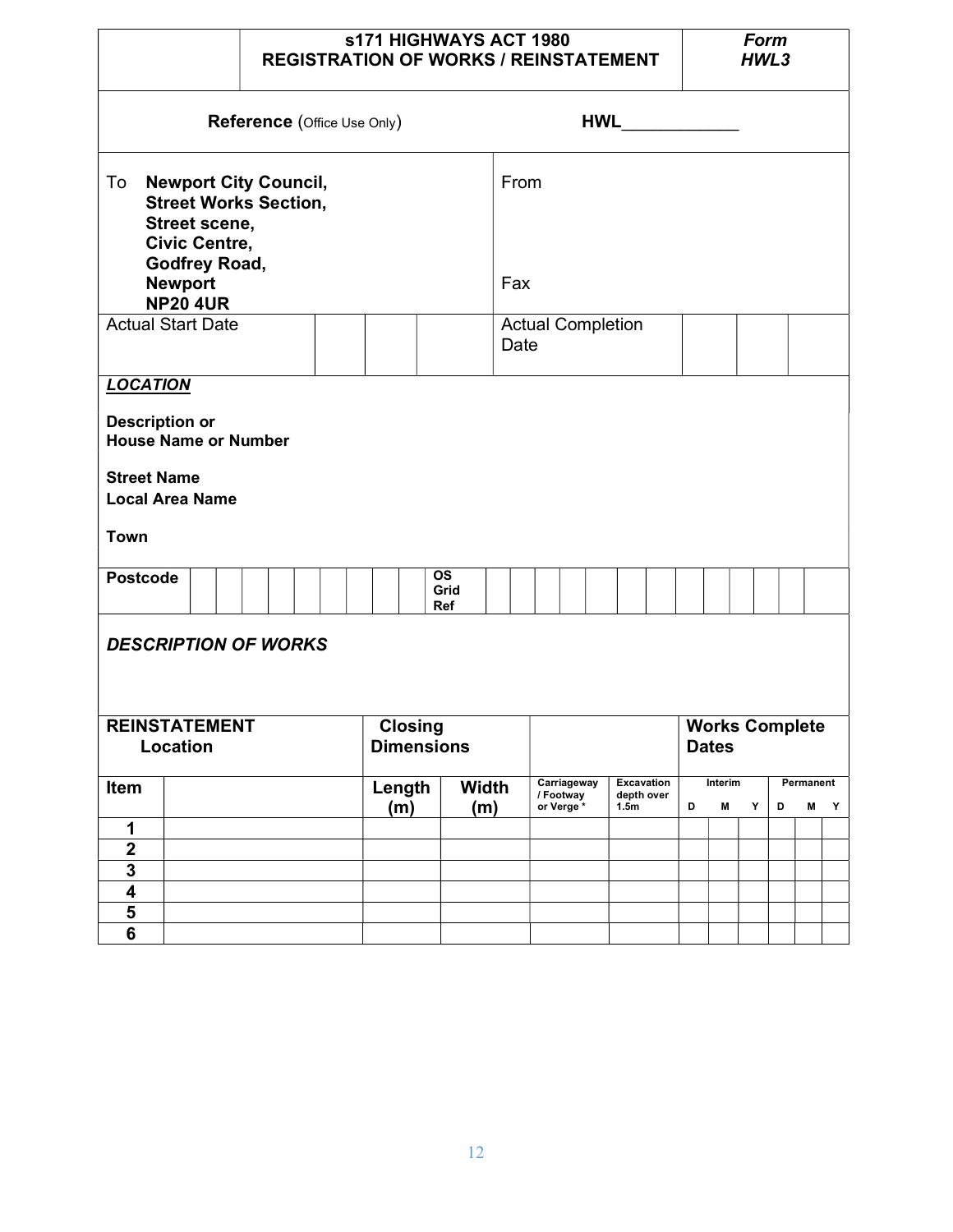| | s171 HIGHWAYS ACT 1980<br>REGISTRATION OF WORKS / REINSTATEMENT | *Form HWL3* |
|---|---|---|

**Reference** (Office Use Only) **HWL**\_\_\_\_\_\_\_\_\_\_\_\_

| To **Newport City Council,**<br>**Street Works Section,**<br>**Street scene,**<br>**Civic Centre,**<br>**Godfrey Road,**<br>**Newport**<br>**NP20 4UR** | From<br><br>Fax |
|---|---|

| Actual Start Date | | | | Actual Completion Date | | | |
|---|---|---|---|---|---|---|---|

***LOCATION***

**Description or**
**House Name or Number**

**Street Name**
**Local Area Name**

**Town**

| **Postcode** | | | | | | | | | | **OS Grid Ref** | | | | | | | | | | | | | | |
|---|---|---|---|---|---|---|---|---|---|---|---|---|---|---|---|---|---|---|---|---|---|---|---|---|

***DESCRIPTION OF WORKS***

| **REINSTATEMENT Location** | | **Closing Dimensions** | | | | **Works Complete Dates** | | | | | |
|---|---|---|---|---|---|---|---|---|---|---|---|
| **Item** | | **Length (m)** | **Width (m)** | **Carriageway / Footway or Verge \*** | **Excavation depth over 1.5m** | **Interim** | | | **Permanent** | | |
| | | | | | | **D** | **M** | **Y** | **D** | **M** | **Y** |
| **1** | | | | | | | | | | | |
| **2** | | | | | | | | | | | |
| **3** | | | | | | | | | | | |
| **4** | | | | | | | | | | | |
| **5** | | | | | | | | | | | |
| **6** | | | | | | | | | | | |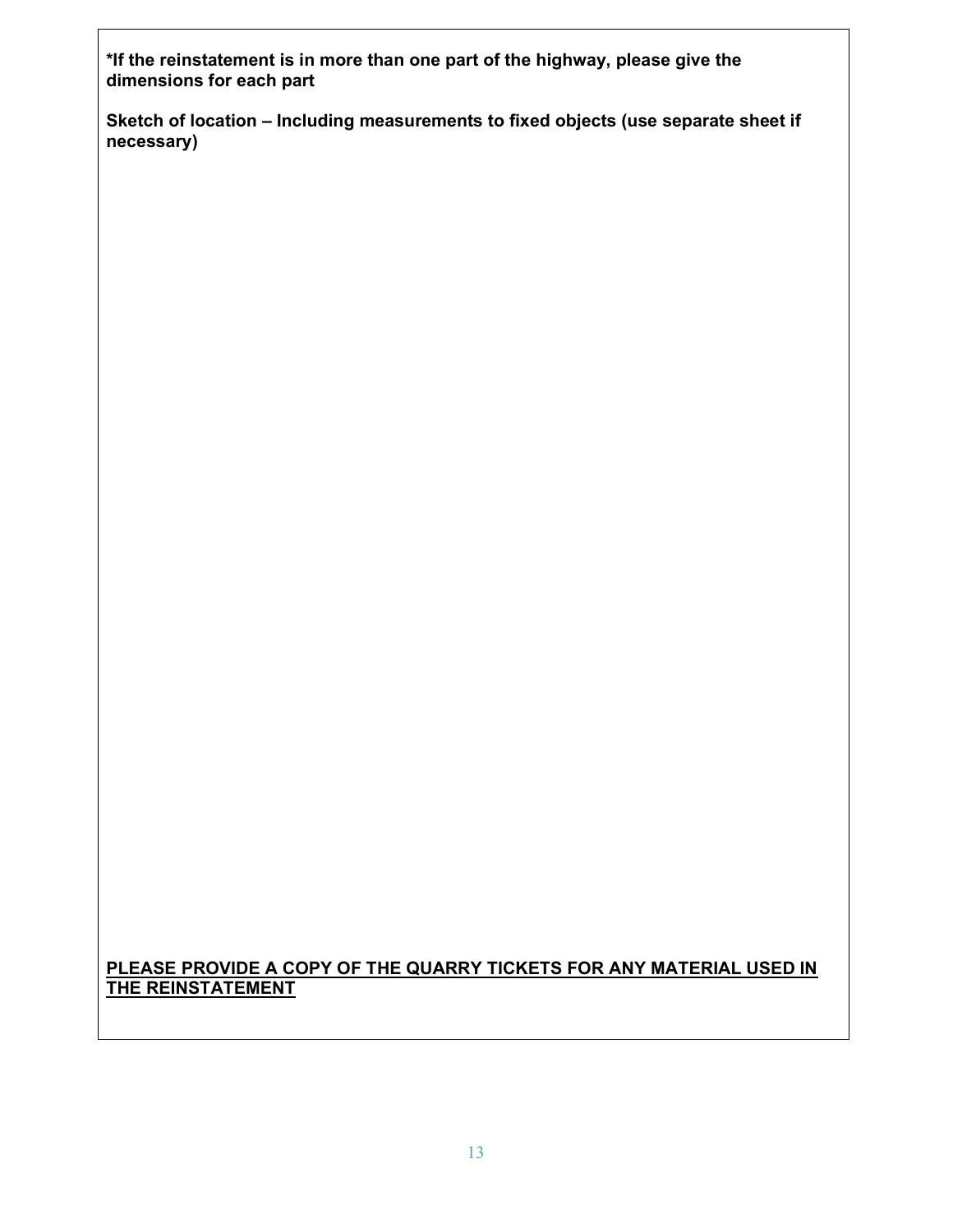**\*If the reinstatement is in more than one part of the highway, please give the dimensions for each part**

**Sketch of location – Including measurements to fixed objects (use separate sheet if necessary)**

<u>**PLEASE PROVIDE A COPY OF THE QUARRY TICKETS FOR ANY MATERIAL USED IN THE REINSTATEMENT**</u>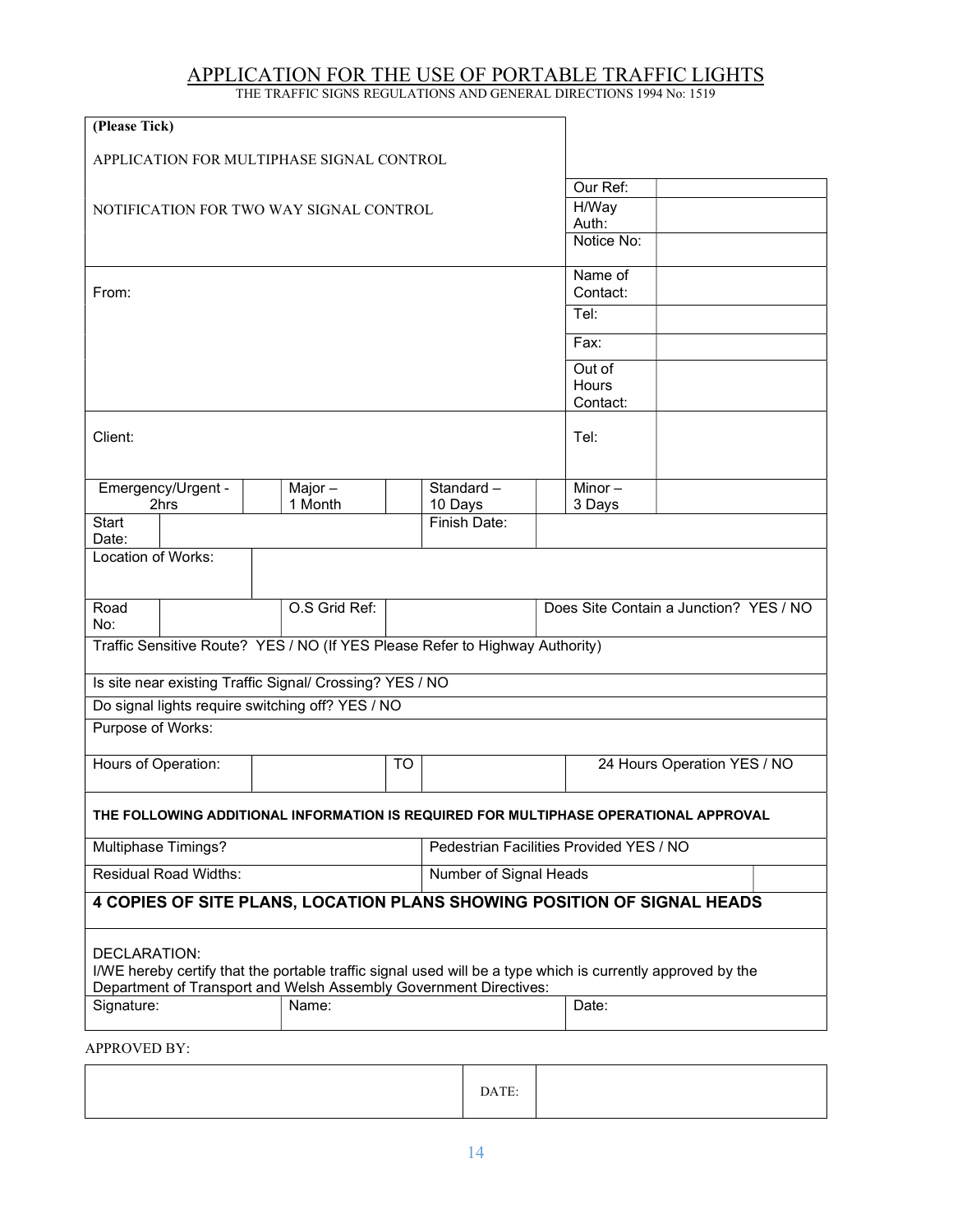# APPLICATION FOR THE USE OF PORTABLE TRAFFIC LIGHTS

THE TRAFFIC SIGNS REGULATIONS AND GENERAL DIRECTIONS 1994 No: 1519

| **(Please Tick)** | | |
|---|---|---|
| APPLICATION FOR MULTIPHASE SIGNAL CONTROL | | |
| NOTIFICATION FOR TWO WAY SIGNAL CONTROL | Our Ref: | |
| | H/Way Auth: | |
| | Notice No: | |
| From: | Name of Contact: | |
| | Tel: | |
| | Fax: | |
| | Out of Hours Contact: | |
| Client: | Tel: | |

| Emergency/Urgent - 2hrs | | Major – 1 Month | | Standard – 10 Days | | Minor – 3 Days | |
|---|---|---|---|---|---|---|---|
| Start Date: | | | | Finish Date: | | | |
| Location of Works: | | | | | | | |
| Road No: | | O.S Grid Ref: | | Does Site Contain a Junction? YES / NO | | | |
| Traffic Sensitive Route? YES / NO (If YES Please Refer to Highway Authority) | | | | | | | |
| Is site near existing Traffic Signal/ Crossing? YES / NO | | | | | | | |
| Do signal lights require switching off? YES / NO | | | | | | | |
| Purpose of Works: | | | | | | | |
| Hours of Operation: | | TO | | 24 Hours Operation YES / NO | | | |

**THE FOLLOWING ADDITIONAL INFORMATION IS REQUIRED FOR MULTIPHASE OPERATIONAL APPROVAL**

| Multiphase Timings? | Pedestrian Facilities Provided YES / NO | |
|---|---|---|
| Residual Road Widths: | Number of Signal Heads | |

**4 COPIES OF SITE PLANS, LOCATION PLANS SHOWING POSITION OF SIGNAL HEADS**

DECLARATION:
I/WE hereby certify that the portable traffic signal used will be a type which is currently approved by the Department of Transport and Welsh Assembly Government Directives:

| Signature: | Name: | Date: |
|---|---|---|

APPROVED BY:

| | DATE: | |
|---|---|---|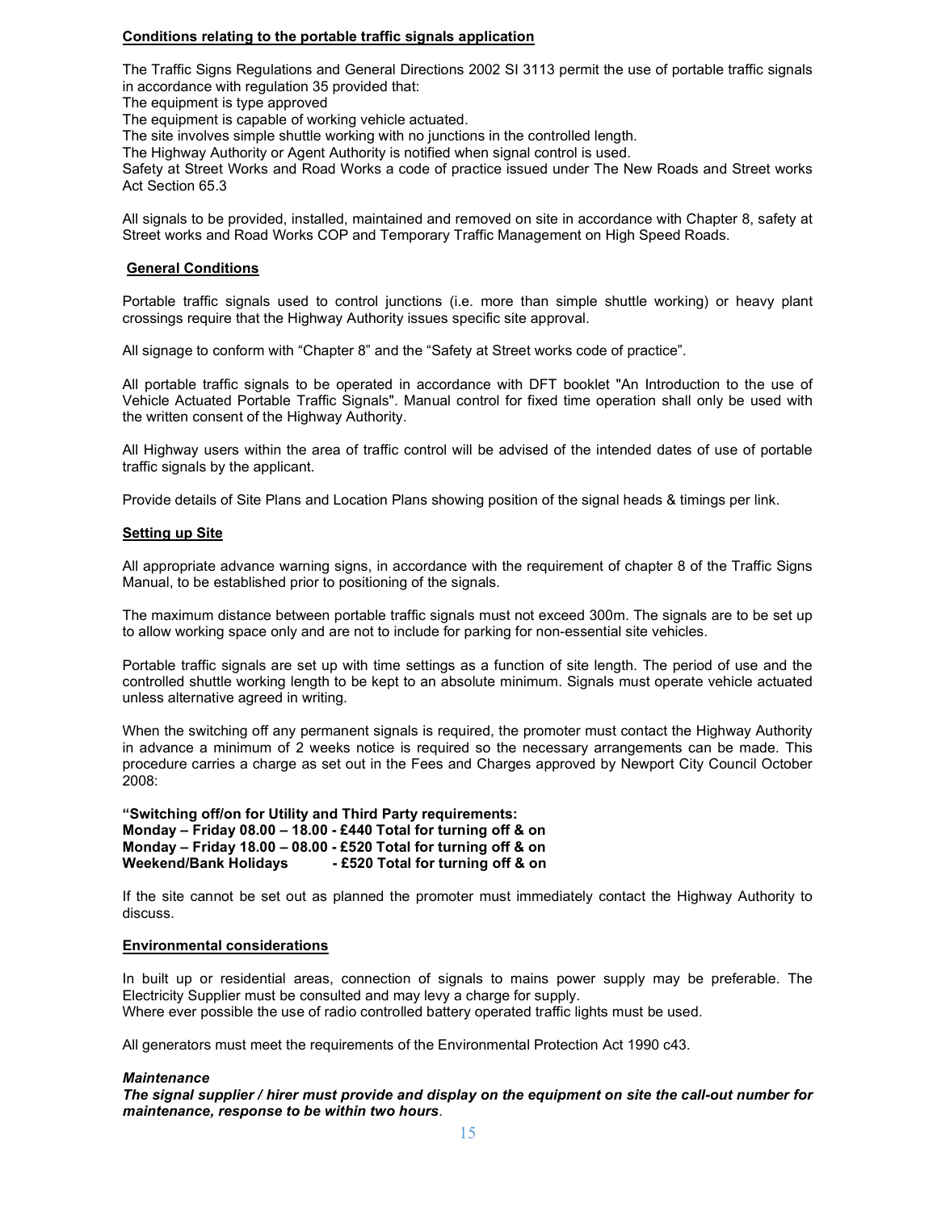**Conditions relating to the portable traffic signals application**

The Traffic Signs Regulations and General Directions 2002 SI 3113 permit the use of portable traffic signals in accordance with regulation 35 provided that:
The equipment is type approved
The equipment is capable of working vehicle actuated.
The site involves simple shuttle working with no junctions in the controlled length.
The Highway Authority or Agent Authority is notified when signal control is used.
Safety at Street Works and Road Works a code of practice issued under The New Roads and Street works Act Section 65.3

All signals to be provided, installed, maintained and removed on site in accordance with Chapter 8, safety at Street works and Road Works COP and Temporary Traffic Management on High Speed Roads.

**General Conditions**

Portable traffic signals used to control junctions (i.e. more than simple shuttle working) or heavy plant crossings require that the Highway Authority issues specific site approval.

All signage to conform with "Chapter 8" and the "Safety at Street works code of practice".

All portable traffic signals to be operated in accordance with DFT booklet "An Introduction to the use of Vehicle Actuated Portable Traffic Signals". Manual control for fixed time operation shall only be used with the written consent of the Highway Authority.

All Highway users within the area of traffic control will be advised of the intended dates of use of portable traffic signals by the applicant.

Provide details of Site Plans and Location Plans showing position of the signal heads & timings per link.

**Setting up Site**

All appropriate advance warning signs, in accordance with the requirement of chapter 8 of the Traffic Signs Manual, to be established prior to positioning of the signals.

The maximum distance between portable traffic signals must not exceed 300m. The signals are to be set up to allow working space only and are not to include for parking for non-essential site vehicles.

Portable traffic signals are set up with time settings as a function of site length. The period of use and the controlled shuttle working length to be kept to an absolute minimum. Signals must operate vehicle actuated unless alternative agreed in writing.

When the switching off any permanent signals is required, the promoter must contact the Highway Authority in advance a minimum of 2 weeks notice is required so the necessary arrangements can be made. This procedure carries a charge as set out in the Fees and Charges approved by Newport City Council October 2008:

**"Switching off/on for Utility and Third Party requirements:**
**Monday – Friday 08.00 – 18.00 - £440 Total for turning off & on**
**Monday – Friday 18.00 – 08.00 - £520 Total for turning off & on**
**Weekend/Bank Holidays - £520 Total for turning off & on**

If the site cannot be set out as planned the promoter must immediately contact the Highway Authority to discuss.

**Environmental considerations**

In built up or residential areas, connection of signals to mains power supply may be preferable. The Electricity Supplier must be consulted and may levy a charge for supply.
Where ever possible the use of radio controlled battery operated traffic lights must be used.

All generators must meet the requirements of the Environmental Protection Act 1990 c43.

***Maintenance***

***The signal supplier / hirer must provide and display on the equipment on site the call-out number for maintenance, response to be within two hours***.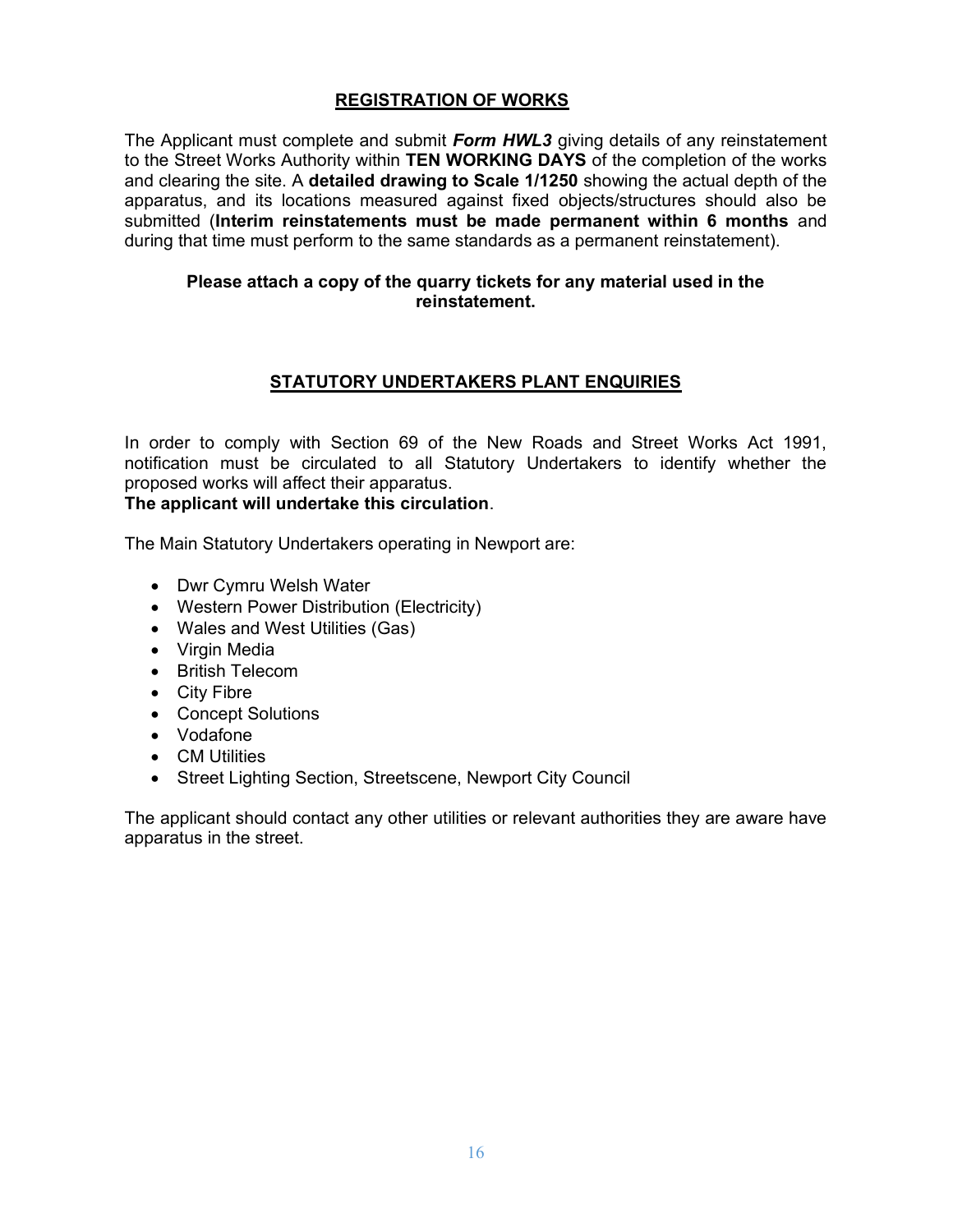## REGISTRATION OF WORKS

The Applicant must complete and submit ***Form HWL3*** giving details of any reinstatement to the Street Works Authority within **TEN WORKING DAYS** of the completion of the works and clearing the site. A **detailed drawing to Scale 1/1250** showing the actual depth of the apparatus, and its locations measured against fixed objects/structures should also be submitted (**Interim reinstatements must be made permanent within 6 months** and during that time must perform to the same standards as a permanent reinstatement).

**Please attach a copy of the quarry tickets for any material used in the reinstatement.**

## STATUTORY UNDERTAKERS PLANT ENQUIRIES

In order to comply with Section 69 of the New Roads and Street Works Act 1991, notification must be circulated to all Statutory Undertakers to identify whether the proposed works will affect their apparatus.
**The applicant will undertake this circulation**.

The Main Statutory Undertakers operating in Newport are:

- Dwr Cymru Welsh Water
- Western Power Distribution (Electricity)
- Wales and West Utilities (Gas)
- Virgin Media
- British Telecom
- City Fibre
- Concept Solutions
- Vodafone
- CM Utilities
- Street Lighting Section, Streetscene, Newport City Council

The applicant should contact any other utilities or relevant authorities they are aware have apparatus in the street.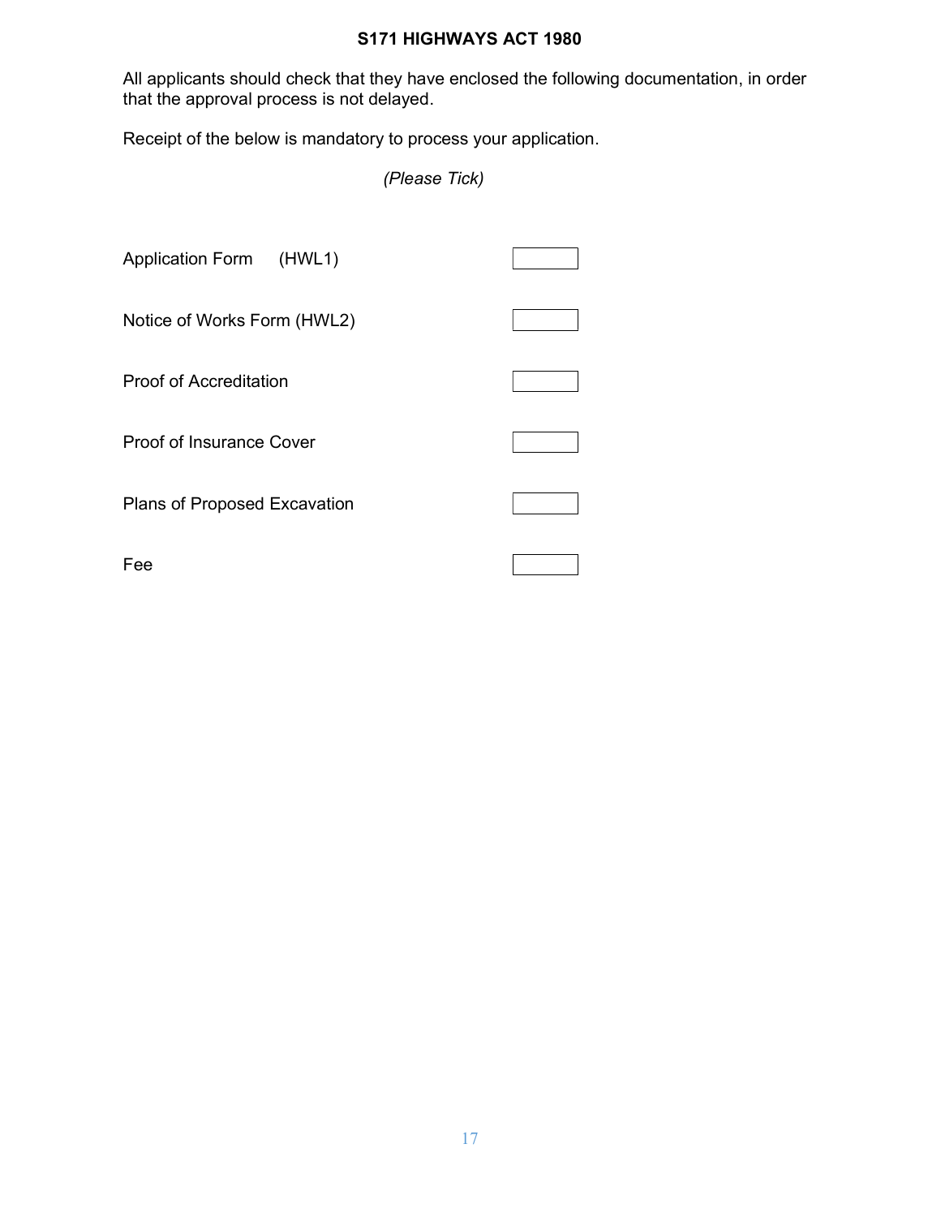# S171 HIGHWAYS ACT 1980

All applicants should check that they have enclosed the following documentation, in order that the approval process is not delayed.

Receipt of the below is mandatory to process your application.

*(Please Tick)*

| | |
|---|---|
| Application Form (HWL1) | ☐ |
| Notice of Works Form (HWL2) | ☐ |
| Proof of Accreditation | ☐ |
| Proof of Insurance Cover | ☐ |
| Plans of Proposed Excavation | ☐ |
| Fee | ☐ |